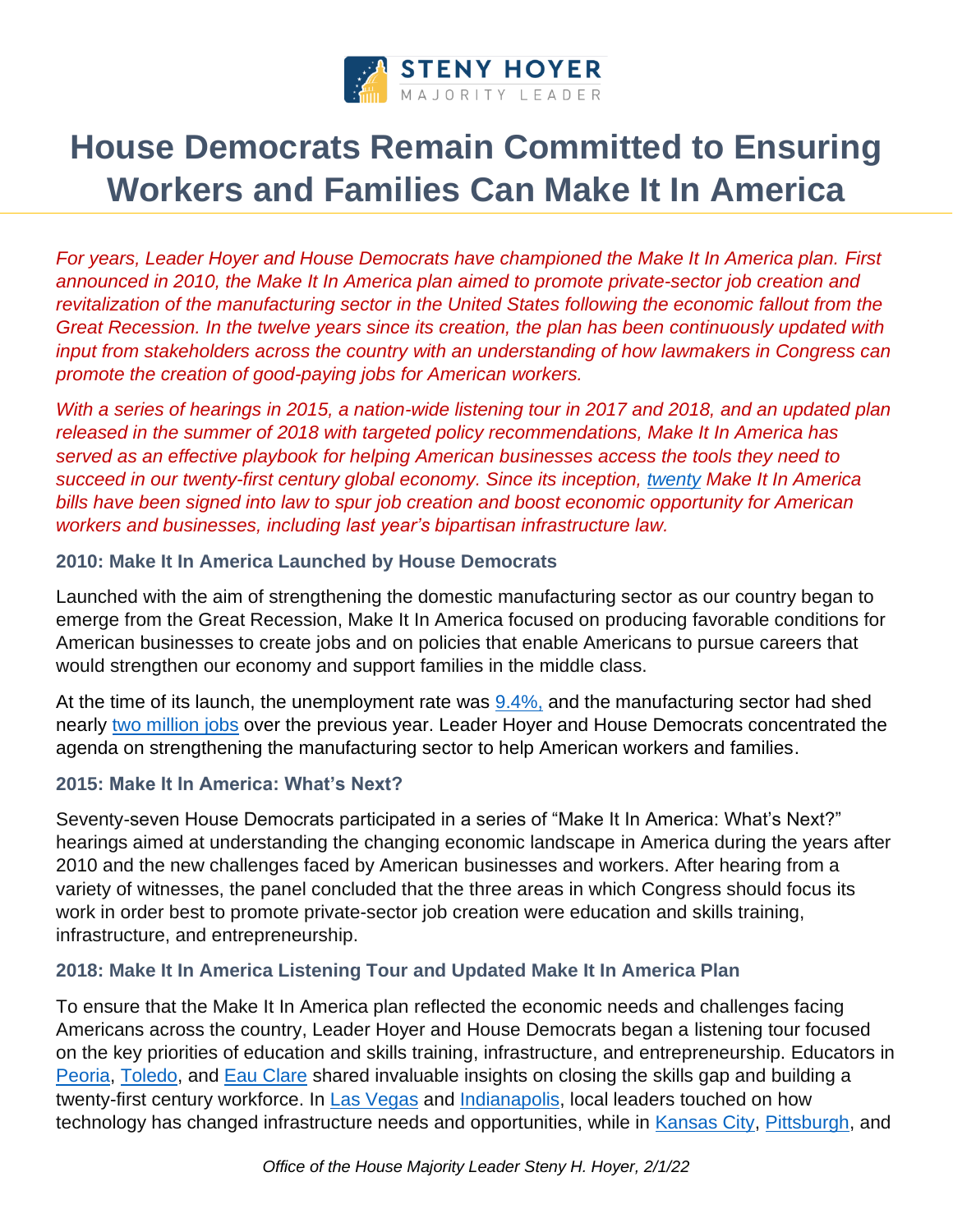STENY HOYER
MAJORITY LEADER

# House Democrats Remain Committed to Ensuring Workers and Families Can Make It In America

*For years, Leader Hoyer and House Democrats have championed the Make It In America plan. First announced in 2010, the Make It In America plan aimed to promote private-sector job creation and revitalization of the manufacturing sector in the United States following the economic fallout from the Great Recession. In the twelve years since its creation, the plan has been continuously updated with input from stakeholders across the country with an understanding of how lawmakers in Congress can promote the creation of good-paying jobs for American workers.*

*With a series of hearings in 2015, a nation-wide listening tour in 2017 and 2018, and an updated plan released in the summer of 2018 with targeted policy recommendations, Make It In America has served as an effective playbook for helping American businesses access the tools they need to succeed in our twenty-first century global economy. Since its inception, twenty Make It In America bills have been signed into law to spur job creation and boost economic opportunity for American workers and businesses, including last year's bipartisan infrastructure law.*

### 2010: Make It In America Launched by House Democrats

Launched with the aim of strengthening the domestic manufacturing sector as our country began to emerge from the Great Recession, Make It In America focused on producing favorable conditions for American businesses to create jobs and on policies that enable Americans to pursue careers that would strengthen our economy and support families in the middle class.

At the time of its launch, the unemployment rate was 9.4%, and the manufacturing sector had shed nearly two million jobs over the previous year. Leader Hoyer and House Democrats concentrated the agenda on strengthening the manufacturing sector to help American workers and families.

### 2015: Make It In America: What's Next?

Seventy-seven House Democrats participated in a series of "Make It In America: What's Next?" hearings aimed at understanding the changing economic landscape in America during the years after 2010 and the new challenges faced by American businesses and workers. After hearing from a variety of witnesses, the panel concluded that the three areas in which Congress should focus its work in order best to promote private-sector job creation were education and skills training, infrastructure, and entrepreneurship.

### 2018: Make It In America Listening Tour and Updated Make It In America Plan

To ensure that the Make It In America plan reflected the economic needs and challenges facing Americans across the country, Leader Hoyer and House Democrats began a listening tour focused on the key priorities of education and skills training, infrastructure, and entrepreneurship. Educators in Peoria, Toledo, and Eau Clare shared invaluable insights on closing the skills gap and building a twenty-first century workforce. In Las Vegas and Indianapolis, local leaders touched on how technology has changed infrastructure needs and opportunities, while in Kansas City, Pittsburgh, and

*Office of the House Majority Leader Steny H. Hoyer, 2/1/22*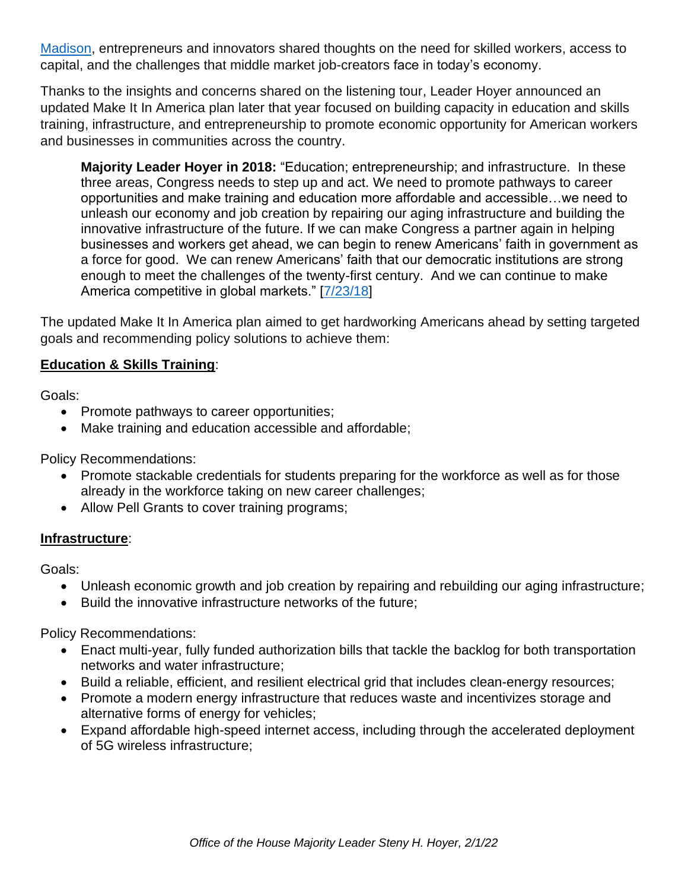Madison, entrepreneurs and innovators shared thoughts on the need for skilled workers, access to capital, and the challenges that middle market job-creators face in today's economy.

Thanks to the insights and concerns shared on the listening tour, Leader Hoyer announced an updated Make It In America plan later that year focused on building capacity in education and skills training, infrastructure, and entrepreneurship to promote economic opportunity for American workers and businesses in communities across the country.

> **Majority Leader Hoyer in 2018:** "Education; entrepreneurship; and infrastructure. In these three areas, Congress needs to step up and act. We need to promote pathways to career opportunities and make training and education more affordable and accessible…we need to unleash our economy and job creation by repairing our aging infrastructure and building the innovative infrastructure of the future. If we can make Congress a partner again in helping businesses and workers get ahead, we can begin to renew Americans' faith in government as a force for good. We can renew Americans' faith that our democratic institutions are strong enough to meet the challenges of the twenty-first century. And we can continue to make America competitive in global markets." [7/23/18]

The updated Make It In America plan aimed to get hardworking Americans ahead by setting targeted goals and recommending policy solutions to achieve them:

**Education & Skills Training**:

Goals:

- Promote pathways to career opportunities;
- Make training and education accessible and affordable;

Policy Recommendations:

- Promote stackable credentials for students preparing for the workforce as well as for those already in the workforce taking on new career challenges;
- Allow Pell Grants to cover training programs;

**Infrastructure**:

Goals:

- Unleash economic growth and job creation by repairing and rebuilding our aging infrastructure;
- Build the innovative infrastructure networks of the future;

Policy Recommendations:

- Enact multi-year, fully funded authorization bills that tackle the backlog for both transportation networks and water infrastructure;
- Build a reliable, efficient, and resilient electrical grid that includes clean-energy resources;
- Promote a modern energy infrastructure that reduces waste and incentivizes storage and alternative forms of energy for vehicles;
- Expand affordable high-speed internet access, including through the accelerated deployment of 5G wireless infrastructure;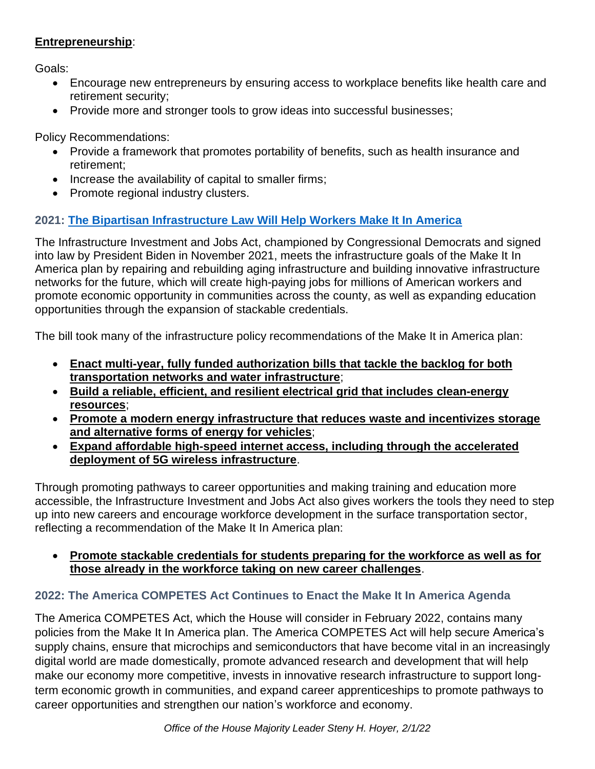**Entrepreneurship**:

Goals:

- Encourage new entrepreneurs by ensuring access to workplace benefits like health care and retirement security;
- Provide more and stronger tools to grow ideas into successful businesses;

Policy Recommendations:

- Provide a framework that promotes portability of benefits, such as health insurance and retirement;
- Increase the availability of capital to smaller firms;
- Promote regional industry clusters.

### 2021: The Bipartisan Infrastructure Law Will Help Workers Make It In America

The Infrastructure Investment and Jobs Act, championed by Congressional Democrats and signed into law by President Biden in November 2021, meets the infrastructure goals of the Make It In America plan by repairing and rebuilding aging infrastructure and building innovative infrastructure networks for the future, which will create high-paying jobs for millions of American workers and promote economic opportunity in communities across the county, as well as expanding education opportunities through the expansion of stackable credentials.

The bill took many of the infrastructure policy recommendations of the Make It in America plan:

- **Enact multi-year, fully funded authorization bills that tackle the backlog for both transportation networks and water infrastructure**;
- **Build a reliable, efficient, and resilient electrical grid that includes clean-energy resources**;
- **Promote a modern energy infrastructure that reduces waste and incentivizes storage and alternative forms of energy for vehicles**;
- **Expand affordable high-speed internet access, including through the accelerated deployment of 5G wireless infrastructure**.

Through promoting pathways to career opportunities and making training and education more accessible, the Infrastructure Investment and Jobs Act also gives workers the tools they need to step up into new careers and encourage workforce development in the surface transportation sector, reflecting a recommendation of the Make It In America plan:

- **Promote stackable credentials for students preparing for the workforce as well as for those already in the workforce taking on new career challenges**.

### 2022: The America COMPETES Act Continues to Enact the Make It In America Agenda

The America COMPETES Act, which the House will consider in February 2022, contains many policies from the Make It In America plan. The America COMPETES Act will help secure America's supply chains, ensure that microchips and semiconductors that have become vital in an increasingly digital world are made domestically, promote advanced research and development that will help make our economy more competitive, invests in innovative research infrastructure to support long-term economic growth in communities, and expand career apprenticeships to promote pathways to career opportunities and strengthen our nation's workforce and economy.

*Office of the House Majority Leader Steny H. Hoyer, 2/1/22*